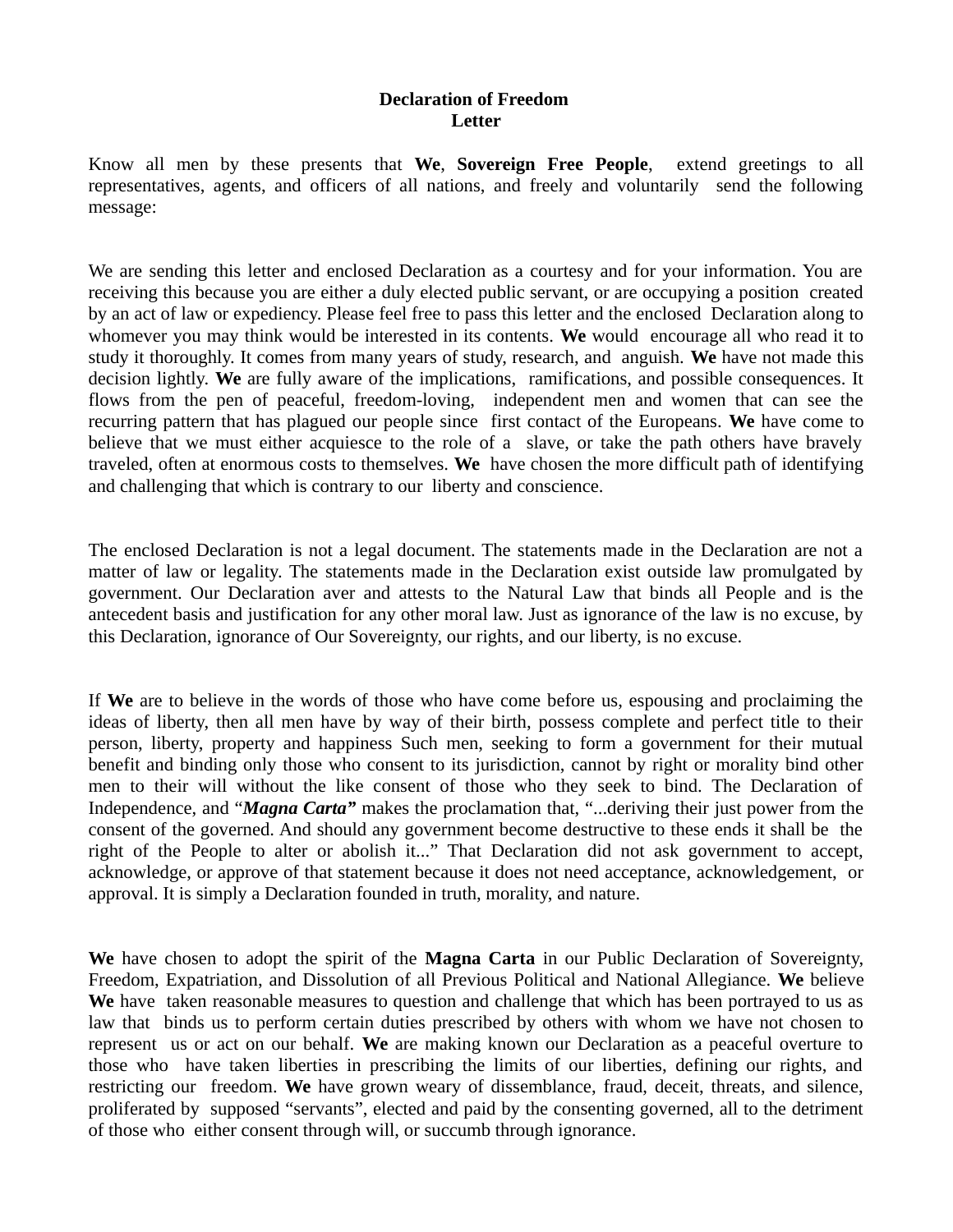**Declaration of Freedom**
**Letter**

Know all men by these presents that **We**, **Sovereign Free People**, extend greetings to all representatives, agents, and officers of all nations, and freely and voluntarily send the following message:

We are sending this letter and enclosed Declaration as a courtesy and for your information. You are receiving this because you are either a duly elected public servant, or are occupying a position created by an act of law or expediency. Please feel free to pass this letter and the enclosed Declaration along to whomever you may think would be interested in its contents. **We** would encourage all who read it to study it thoroughly. It comes from many years of study, research, and anguish. **We** have not made this decision lightly. **We** are fully aware of the implications, ramifications, and possible consequences. It flows from the pen of peaceful, freedom-loving, independent men and women that can see the recurring pattern that has plagued our people since first contact of the Europeans. **We** have come to believe that we must either acquiesce to the role of a slave, or take the path others have bravely traveled, often at enormous costs to themselves. **We** have chosen the more difficult path of identifying and challenging that which is contrary to our liberty and conscience.

The enclosed Declaration is not a legal document. The statements made in the Declaration are not a matter of law or legality. The statements made in the Declaration exist outside law promulgated by government. Our Declaration aver and attests to the Natural Law that binds all People and is the antecedent basis and justification for any other moral law. Just as ignorance of the law is no excuse, by this Declaration, ignorance of Our Sovereignty, our rights, and our liberty, is no excuse.

If **We** are to believe in the words of those who have come before us, espousing and proclaiming the ideas of liberty, then all men have by way of their birth, possess complete and perfect title to their person, liberty, property and happiness Such men, seeking to form a government for their mutual benefit and binding only those who consent to its jurisdiction, cannot by right or morality bind other men to their will without the like consent of those who they seek to bind. The Declaration of Independence, and "***Magna Carta*"** makes the proclamation that, "...deriving their just power from the consent of the governed. And should any government become destructive to these ends it shall be the right of the People to alter or abolish it..." That Declaration did not ask government to accept, acknowledge, or approve of that statement because it does not need acceptance, acknowledgement, or approval. It is simply a Declaration founded in truth, morality, and nature.

**We** have chosen to adopt the spirit of the **Magna Carta** in our Public Declaration of Sovereignty, Freedom, Expatriation, and Dissolution of all Previous Political and National Allegiance. **We** believe **We** have taken reasonable measures to question and challenge that which has been portrayed to us as law that binds us to perform certain duties prescribed by others with whom we have not chosen to represent us or act on our behalf. **We** are making known our Declaration as a peaceful overture to those who have taken liberties in prescribing the limits of our liberties, defining our rights, and restricting our freedom. **We** have grown weary of dissemblance, fraud, deceit, threats, and silence, proliferated by supposed "servants", elected and paid by the consenting governed, all to the detriment of those who either consent through will, or succumb through ignorance.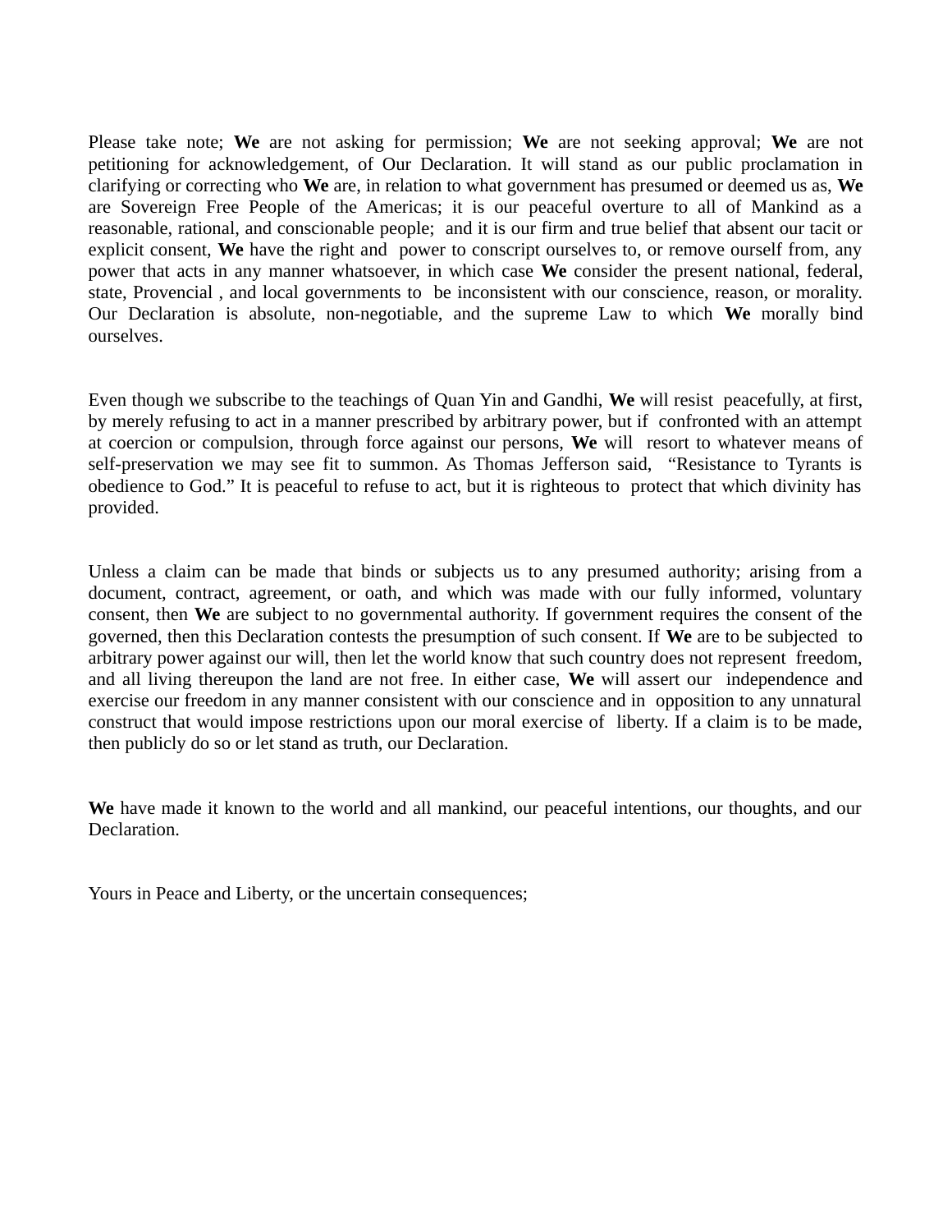Please take note; **We** are not asking for permission; **We** are not seeking approval; **We** are not petitioning for acknowledgement, of Our Declaration. It will stand as our public proclamation in clarifying or correcting who **We** are, in relation to what government has presumed or deemed us as, **We** are Sovereign Free People of the Americas; it is our peaceful overture to all of Mankind as a reasonable, rational, and conscionable people; and it is our firm and true belief that absent our tacit or explicit consent, **We** have the right and power to conscript ourselves to, or remove ourself from, any power that acts in any manner whatsoever, in which case **We** consider the present national, federal, state, Provencial , and local governments to be inconsistent with our conscience, reason, or morality. Our Declaration is absolute, non-negotiable, and the supreme Law to which **We** morally bind ourselves.

Even though we subscribe to the teachings of Quan Yin and Gandhi, **We** will resist peacefully, at first, by merely refusing to act in a manner prescribed by arbitrary power, but if confronted with an attempt at coercion or compulsion, through force against our persons, **We** will resort to whatever means of self-preservation we may see fit to summon. As Thomas Jefferson said, "Resistance to Tyrants is obedience to God." It is peaceful to refuse to act, but it is righteous to protect that which divinity has provided.

Unless a claim can be made that binds or subjects us to any presumed authority; arising from a document, contract, agreement, or oath, and which was made with our fully informed, voluntary consent, then **We** are subject to no governmental authority. If government requires the consent of the governed, then this Declaration contests the presumption of such consent. If **We** are to be subjected to arbitrary power against our will, then let the world know that such country does not represent freedom, and all living thereupon the land are not free. In either case, **We** will assert our independence and exercise our freedom in any manner consistent with our conscience and in opposition to any unnatural construct that would impose restrictions upon our moral exercise of liberty. If a claim is to be made, then publicly do so or let stand as truth, our Declaration.

**We** have made it known to the world and all mankind, our peaceful intentions, our thoughts, and our Declaration.

Yours in Peace and Liberty, or the uncertain consequences;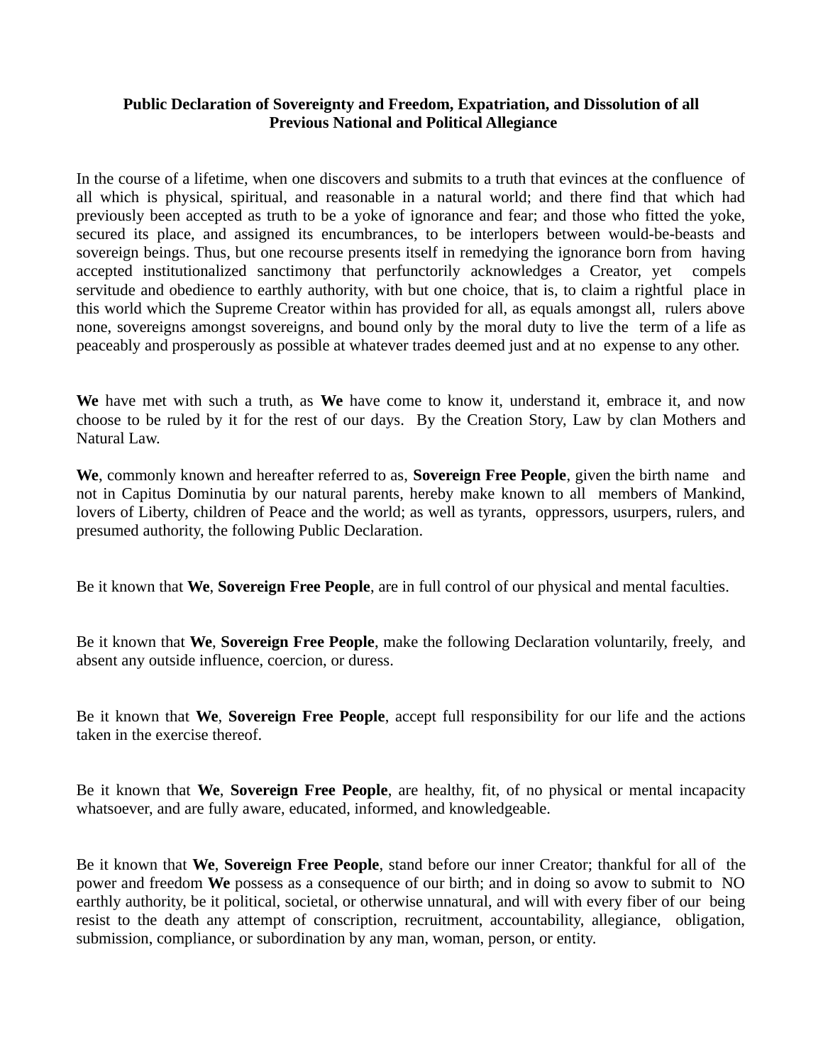**Public Declaration of Sovereignty and Freedom, Expatriation, and Dissolution of all Previous National and Political Allegiance**

In the course of a lifetime, when one discovers and submits to a truth that evinces at the confluence of all which is physical, spiritual, and reasonable in a natural world; and there find that which had previously been accepted as truth to be a yoke of ignorance and fear; and those who fitted the yoke, secured its place, and assigned its encumbrances, to be interlopers between would-be-beasts and sovereign beings. Thus, but one recourse presents itself in remedying the ignorance born from having accepted institutionalized sanctimony that perfunctorily acknowledges a Creator, yet compels servitude and obedience to earthly authority, with but one choice, that is, to claim a rightful place in this world which the Supreme Creator within has provided for all, as equals amongst all, rulers above none, sovereigns amongst sovereigns, and bound only by the moral duty to live the term of a life as peaceably and prosperously as possible at whatever trades deemed just and at no expense to any other.

**We** have met with such a truth, as **We** have come to know it, understand it, embrace it, and now choose to be ruled by it for the rest of our days. By the Creation Story, Law by clan Mothers and Natural Law.

**We**, commonly known and hereafter referred to as, **Sovereign Free People**, given the birth name and not in Capitus Dominutia by our natural parents, hereby make known to all members of Mankind, lovers of Liberty, children of Peace and the world; as well as tyrants, oppressors, usurpers, rulers, and presumed authority, the following Public Declaration.

Be it known that **We**, **Sovereign Free People**, are in full control of our physical and mental faculties.

Be it known that **We**, **Sovereign Free People**, make the following Declaration voluntarily, freely, and absent any outside influence, coercion, or duress.

Be it known that **We**, **Sovereign Free People**, accept full responsibility for our life and the actions taken in the exercise thereof.

Be it known that **We**, **Sovereign Free People**, are healthy, fit, of no physical or mental incapacity whatsoever, and are fully aware, educated, informed, and knowledgeable.

Be it known that **We**, **Sovereign Free People**, stand before our inner Creator; thankful for all of the power and freedom **We** possess as a consequence of our birth; and in doing so avow to submit to NO earthly authority, be it political, societal, or otherwise unnatural, and will with every fiber of our being resist to the death any attempt of conscription, recruitment, accountability, allegiance, obligation, submission, compliance, or subordination by any man, woman, person, or entity.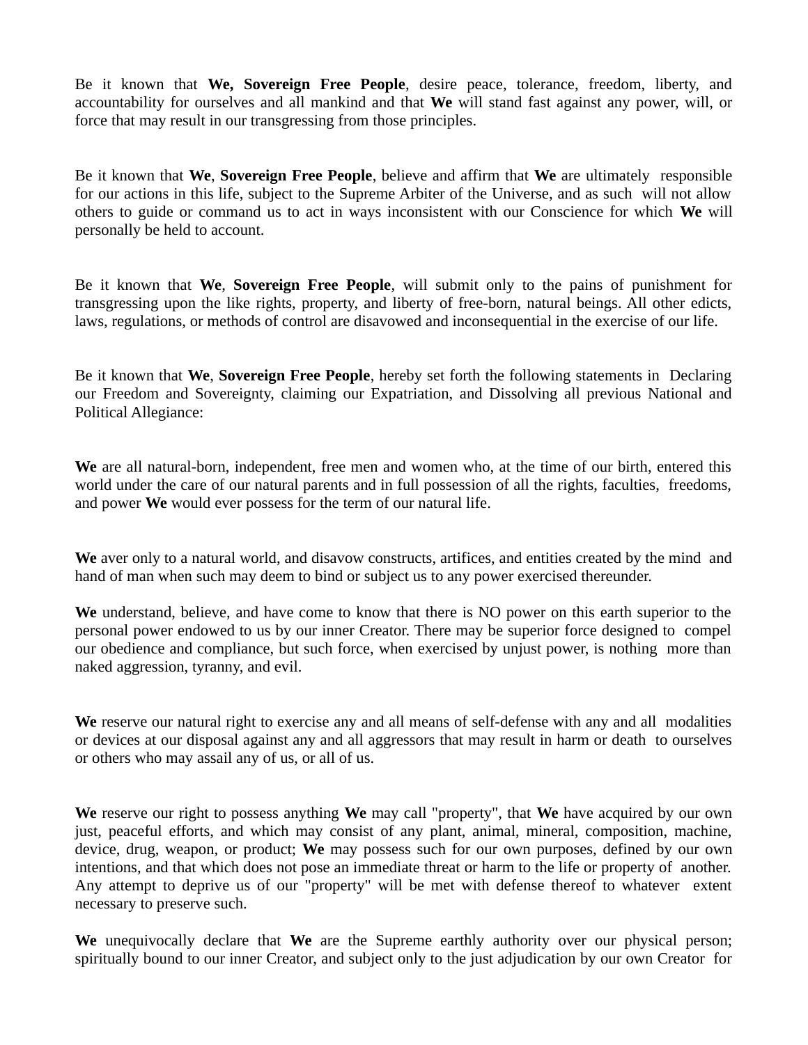Be it known that **We, Sovereign Free People**, desire peace, tolerance, freedom, liberty, and accountability for ourselves and all mankind and that **We** will stand fast against any power, will, or force that may result in our transgressing from those principles.

Be it known that **We**, **Sovereign Free People**, believe and affirm that **We** are ultimately responsible for our actions in this life, subject to the Supreme Arbiter of the Universe, and as such will not allow others to guide or command us to act in ways inconsistent with our Conscience for which **We** will personally be held to account.

Be it known that **We**, **Sovereign Free People**, will submit only to the pains of punishment for transgressing upon the like rights, property, and liberty of free-born, natural beings. All other edicts, laws, regulations, or methods of control are disavowed and inconsequential in the exercise of our life.

Be it known that **We**, **Sovereign Free People**, hereby set forth the following statements in Declaring our Freedom and Sovereignty, claiming our Expatriation, and Dissolving all previous National and Political Allegiance:

**We** are all natural-born, independent, free men and women who, at the time of our birth, entered this world under the care of our natural parents and in full possession of all the rights, faculties, freedoms, and power **We** would ever possess for the term of our natural life.

**We** aver only to a natural world, and disavow constructs, artifices, and entities created by the mind and hand of man when such may deem to bind or subject us to any power exercised thereunder.

**We** understand, believe, and have come to know that there is NO power on this earth superior to the personal power endowed to us by our inner Creator. There may be superior force designed to compel our obedience and compliance, but such force, when exercised by unjust power, is nothing more than naked aggression, tyranny, and evil.

**We** reserve our natural right to exercise any and all means of self-defense with any and all modalities or devices at our disposal against any and all aggressors that may result in harm or death to ourselves or others who may assail any of us, or all of us.

**We** reserve our right to possess anything **We** may call "property", that **We** have acquired by our own just, peaceful efforts, and which may consist of any plant, animal, mineral, composition, machine, device, drug, weapon, or product; **We** may possess such for our own purposes, defined by our own intentions, and that which does not pose an immediate threat or harm to the life or property of another. Any attempt to deprive us of our "property" will be met with defense thereof to whatever extent necessary to preserve such.

**We** unequivocally declare that **We** are the Supreme earthly authority over our physical person; spiritually bound to our inner Creator, and subject only to the just adjudication by our own Creator for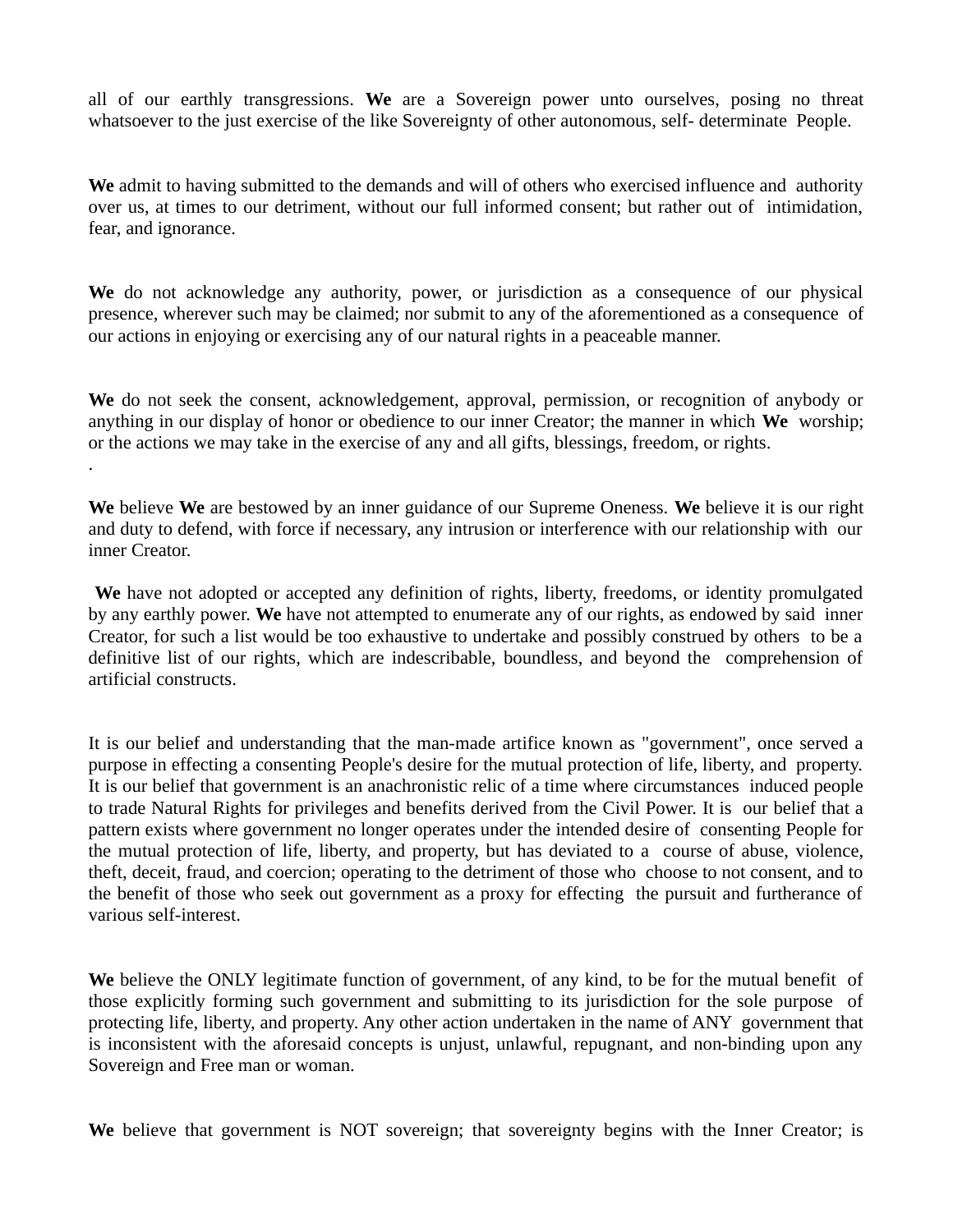all of our earthly transgressions. **We** are a Sovereign power unto ourselves, posing no threat whatsoever to the just exercise of the like Sovereignty of other autonomous, self- determinate People.

**We** admit to having submitted to the demands and will of others who exercised influence and authority over us, at times to our detriment, without our full informed consent; but rather out of intimidation, fear, and ignorance.

**We** do not acknowledge any authority, power, or jurisdiction as a consequence of our physical presence, wherever such may be claimed; nor submit to any of the aforementioned as a consequence of our actions in enjoying or exercising any of our natural rights in a peaceable manner.

**We** do not seek the consent, acknowledgement, approval, permission, or recognition of anybody or anything in our display of honor or obedience to our inner Creator; the manner in which **We** worship; or the actions we may take in the exercise of any and all gifts, blessings, freedom, or rights.
.

**We** believe **We** are bestowed by an inner guidance of our Supreme Oneness. **We** believe it is our right and duty to defend, with force if necessary, any intrusion or interference with our relationship with our inner Creator.

**We** have not adopted or accepted any definition of rights, liberty, freedoms, or identity promulgated by any earthly power. **We** have not attempted to enumerate any of our rights, as endowed by said inner Creator, for such a list would be too exhaustive to undertake and possibly construed by others to be a definitive list of our rights, which are indescribable, boundless, and beyond the comprehension of artificial constructs.

It is our belief and understanding that the man-made artifice known as "government", once served a purpose in effecting a consenting People's desire for the mutual protection of life, liberty, and property. It is our belief that government is an anachronistic relic of a time where circumstances induced people to trade Natural Rights for privileges and benefits derived from the Civil Power. It is our belief that a pattern exists where government no longer operates under the intended desire of consenting People for the mutual protection of life, liberty, and property, but has deviated to a course of abuse, violence, theft, deceit, fraud, and coercion; operating to the detriment of those who choose to not consent, and to the benefit of those who seek out government as a proxy for effecting the pursuit and furtherance of various self-interest.

**We** believe the ONLY legitimate function of government, of any kind, to be for the mutual benefit of those explicitly forming such government and submitting to its jurisdiction for the sole purpose of protecting life, liberty, and property. Any other action undertaken in the name of ANY government that is inconsistent with the aforesaid concepts is unjust, unlawful, repugnant, and non-binding upon any Sovereign and Free man or woman.

**We** believe that government is NOT sovereign; that sovereignty begins with the Inner Creator; is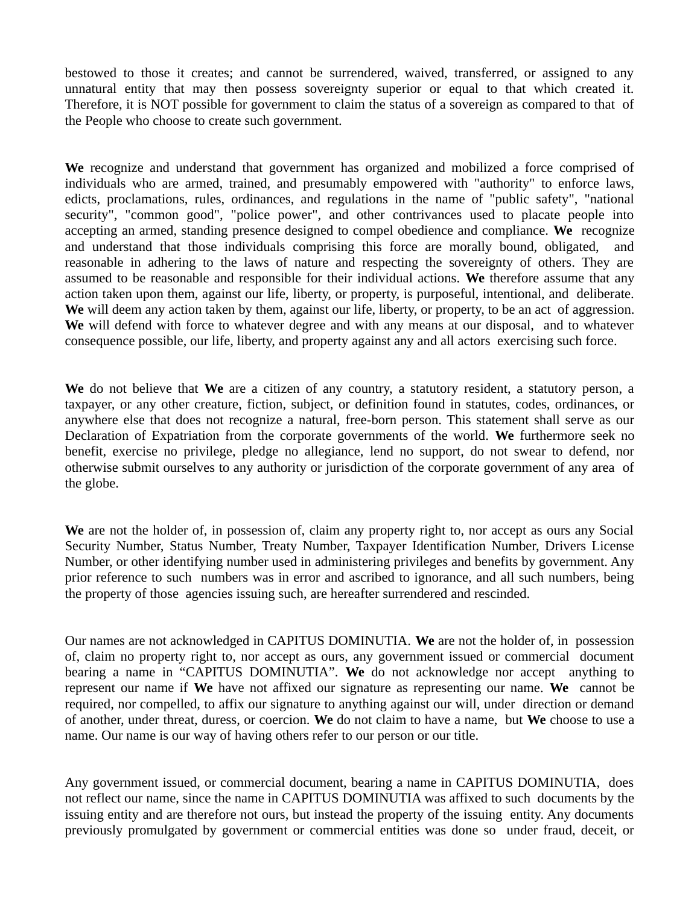bestowed to those it creates; and cannot be surrendered, waived, transferred, or assigned to any unnatural entity that may then possess sovereignty superior or equal to that which created it. Therefore, it is NOT possible for government to claim the status of a sovereign as compared to that of the People who choose to create such government.

**We** recognize and understand that government has organized and mobilized a force comprised of individuals who are armed, trained, and presumably empowered with "authority" to enforce laws, edicts, proclamations, rules, ordinances, and regulations in the name of "public safety", "national security", "common good", "police power", and other contrivances used to placate people into accepting an armed, standing presence designed to compel obedience and compliance. **We** recognize and understand that those individuals comprising this force are morally bound, obligated, and reasonable in adhering to the laws of nature and respecting the sovereignty of others. They are assumed to be reasonable and responsible for their individual actions. **We** therefore assume that any action taken upon them, against our life, liberty, or property, is purposeful, intentional, and deliberate. **We** will deem any action taken by them, against our life, liberty, or property, to be an act of aggression. **We** will defend with force to whatever degree and with any means at our disposal, and to whatever consequence possible, our life, liberty, and property against any and all actors exercising such force.

**We** do not believe that **We** are a citizen of any country, a statutory resident, a statutory person, a taxpayer, or any other creature, fiction, subject, or definition found in statutes, codes, ordinances, or anywhere else that does not recognize a natural, free-born person. This statement shall serve as our Declaration of Expatriation from the corporate governments of the world. **We** furthermore seek no benefit, exercise no privilege, pledge no allegiance, lend no support, do not swear to defend, nor otherwise submit ourselves to any authority or jurisdiction of the corporate government of any area of the globe.

**We** are not the holder of, in possession of, claim any property right to, nor accept as ours any Social Security Number, Status Number, Treaty Number, Taxpayer Identification Number, Drivers License Number, or other identifying number used in administering privileges and benefits by government. Any prior reference to such numbers was in error and ascribed to ignorance, and all such numbers, being the property of those agencies issuing such, are hereafter surrendered and rescinded.

Our names are not acknowledged in CAPITUS DOMINUTIA. **We** are not the holder of, in possession of, claim no property right to, nor accept as ours, any government issued or commercial document bearing a name in "CAPITUS DOMINUTIA". **We** do not acknowledge nor accept anything to represent our name if **We** have not affixed our signature as representing our name. **We** cannot be required, nor compelled, to affix our signature to anything against our will, under direction or demand of another, under threat, duress, or coercion. **We** do not claim to have a name, but **We** choose to use a name. Our name is our way of having others refer to our person or our title.

Any government issued, or commercial document, bearing a name in CAPITUS DOMINUTIA, does not reflect our name, since the name in CAPITUS DOMINUTIA was affixed to such documents by the issuing entity and are therefore not ours, but instead the property of the issuing entity. Any documents previously promulgated by government or commercial entities was done so under fraud, deceit, or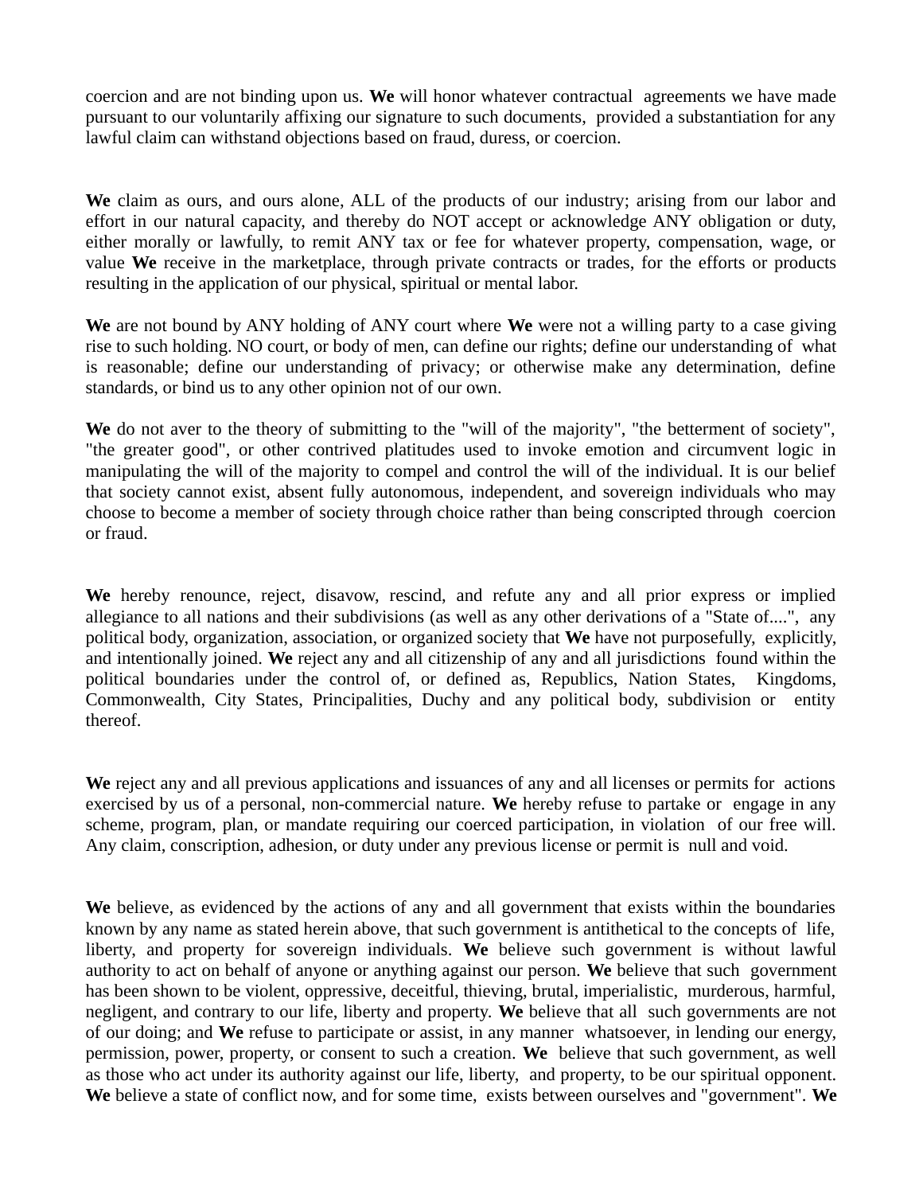coercion and are not binding upon us. **We** will honor whatever contractual agreements we have made pursuant to our voluntarily affixing our signature to such documents, provided a substantiation for any lawful claim can withstand objections based on fraud, duress, or coercion.

**We** claim as ours, and ours alone, ALL of the products of our industry; arising from our labor and effort in our natural capacity, and thereby do NOT accept or acknowledge ANY obligation or duty, either morally or lawfully, to remit ANY tax or fee for whatever property, compensation, wage, or value **We** receive in the marketplace, through private contracts or trades, for the efforts or products resulting in the application of our physical, spiritual or mental labor.

**We** are not bound by ANY holding of ANY court where **We** were not a willing party to a case giving rise to such holding. NO court, or body of men, can define our rights; define our understanding of what is reasonable; define our understanding of privacy; or otherwise make any determination, define standards, or bind us to any other opinion not of our own.

**We** do not aver to the theory of submitting to the "will of the majority", "the betterment of society", "the greater good", or other contrived platitudes used to invoke emotion and circumvent logic in manipulating the will of the majority to compel and control the will of the individual. It is our belief that society cannot exist, absent fully autonomous, independent, and sovereign individuals who may choose to become a member of society through choice rather than being conscripted through coercion or fraud.

**We** hereby renounce, reject, disavow, rescind, and refute any and all prior express or implied allegiance to all nations and their subdivisions (as well as any other derivations of a "State of....", any political body, organization, association, or organized society that **We** have not purposefully, explicitly, and intentionally joined. **We** reject any and all citizenship of any and all jurisdictions found within the political boundaries under the control of, or defined as, Republics, Nation States, Kingdoms, Commonwealth, City States, Principalities, Duchy and any political body, subdivision or entity thereof.

**We** reject any and all previous applications and issuances of any and all licenses or permits for actions exercised by us of a personal, non-commercial nature. **We** hereby refuse to partake or engage in any scheme, program, plan, or mandate requiring our coerced participation, in violation of our free will. Any claim, conscription, adhesion, or duty under any previous license or permit is null and void.

**We** believe, as evidenced by the actions of any and all government that exists within the boundaries known by any name as stated herein above, that such government is antithetical to the concepts of life, liberty, and property for sovereign individuals. **We** believe such government is without lawful authority to act on behalf of anyone or anything against our person. **We** believe that such government has been shown to be violent, oppressive, deceitful, thieving, brutal, imperialistic, murderous, harmful, negligent, and contrary to our life, liberty and property. **We** believe that all such governments are not of our doing; and **We** refuse to participate or assist, in any manner whatsoever, in lending our energy, permission, power, property, or consent to such a creation. **We** believe that such government, as well as those who act under its authority against our life, liberty, and property, to be our spiritual opponent. **We** believe a state of conflict now, and for some time, exists between ourselves and "government". **We**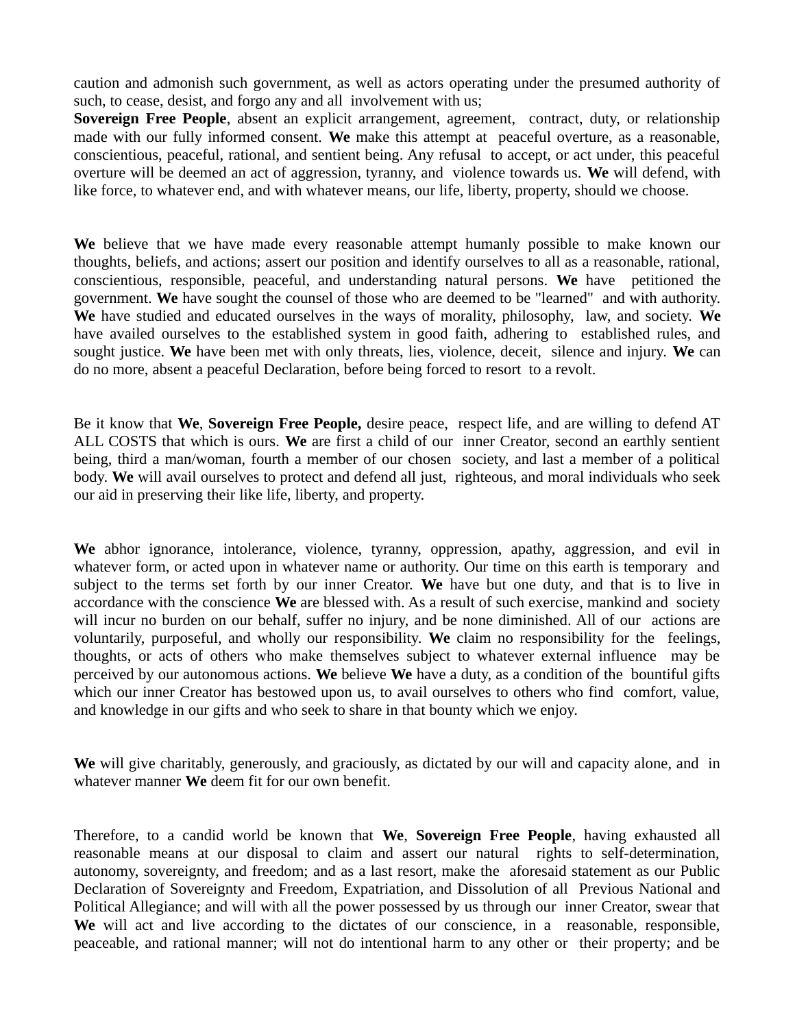caution and admonish such government, as well as actors operating under the presumed authority of such, to cease, desist, and forgo any and all involvement with us;
**Sovereign Free People**, absent an explicit arrangement, agreement, contract, duty, or relationship made with our fully informed consent. **We** make this attempt at peaceful overture, as a reasonable, conscientious, peaceful, rational, and sentient being. Any refusal to accept, or act under, this peaceful overture will be deemed an act of aggression, tyranny, and violence towards us. **We** will defend, with like force, to whatever end, and with whatever means, our life, liberty, property, should we choose.

**We** believe that we have made every reasonable attempt humanly possible to make known our thoughts, beliefs, and actions; assert our position and identify ourselves to all as a reasonable, rational, conscientious, responsible, peaceful, and understanding natural persons. **We** have petitioned the government. **We** have sought the counsel of those who are deemed to be "learned" and with authority. **We** have studied and educated ourselves in the ways of morality, philosophy, law, and society. **We** have availed ourselves to the established system in good faith, adhering to established rules, and sought justice. **We** have been met with only threats, lies, violence, deceit, silence and injury. **We** can do no more, absent a peaceful Declaration, before being forced to resort to a revolt.

Be it know that **We**, **Sovereign Free People,** desire peace, respect life, and are willing to defend AT ALL COSTS that which is ours. **We** are first a child of our inner Creator, second an earthly sentient being, third a man/woman, fourth a member of our chosen society, and last a member of a political body. **We** will avail ourselves to protect and defend all just, righteous, and moral individuals who seek our aid in preserving their like life, liberty, and property.

**We** abhor ignorance, intolerance, violence, tyranny, oppression, apathy, aggression, and evil in whatever form, or acted upon in whatever name or authority. Our time on this earth is temporary and subject to the terms set forth by our inner Creator. **We** have but one duty, and that is to live in accordance with the conscience **We** are blessed with. As a result of such exercise, mankind and society will incur no burden on our behalf, suffer no injury, and be none diminished. All of our actions are voluntarily, purposeful, and wholly our responsibility. **We** claim no responsibility for the feelings, thoughts, or acts of others who make themselves subject to whatever external influence may be perceived by our autonomous actions. **We** believe **We** have a duty, as a condition of the bountiful gifts which our inner Creator has bestowed upon us, to avail ourselves to others who find comfort, value, and knowledge in our gifts and who seek to share in that bounty which we enjoy.

**We** will give charitably, generously, and graciously, as dictated by our will and capacity alone, and in whatever manner **We** deem fit for our own benefit.

Therefore, to a candid world be known that **We**, **Sovereign Free People**, having exhausted all reasonable means at our disposal to claim and assert our natural rights to self-determination, autonomy, sovereignty, and freedom; and as a last resort, make the aforesaid statement as our Public Declaration of Sovereignty and Freedom, Expatriation, and Dissolution of all Previous National and Political Allegiance; and will with all the power possessed by us through our inner Creator, swear that **We** will act and live according to the dictates of our conscience, in a reasonable, responsible, peaceable, and rational manner; will not do intentional harm to any other or their property; and be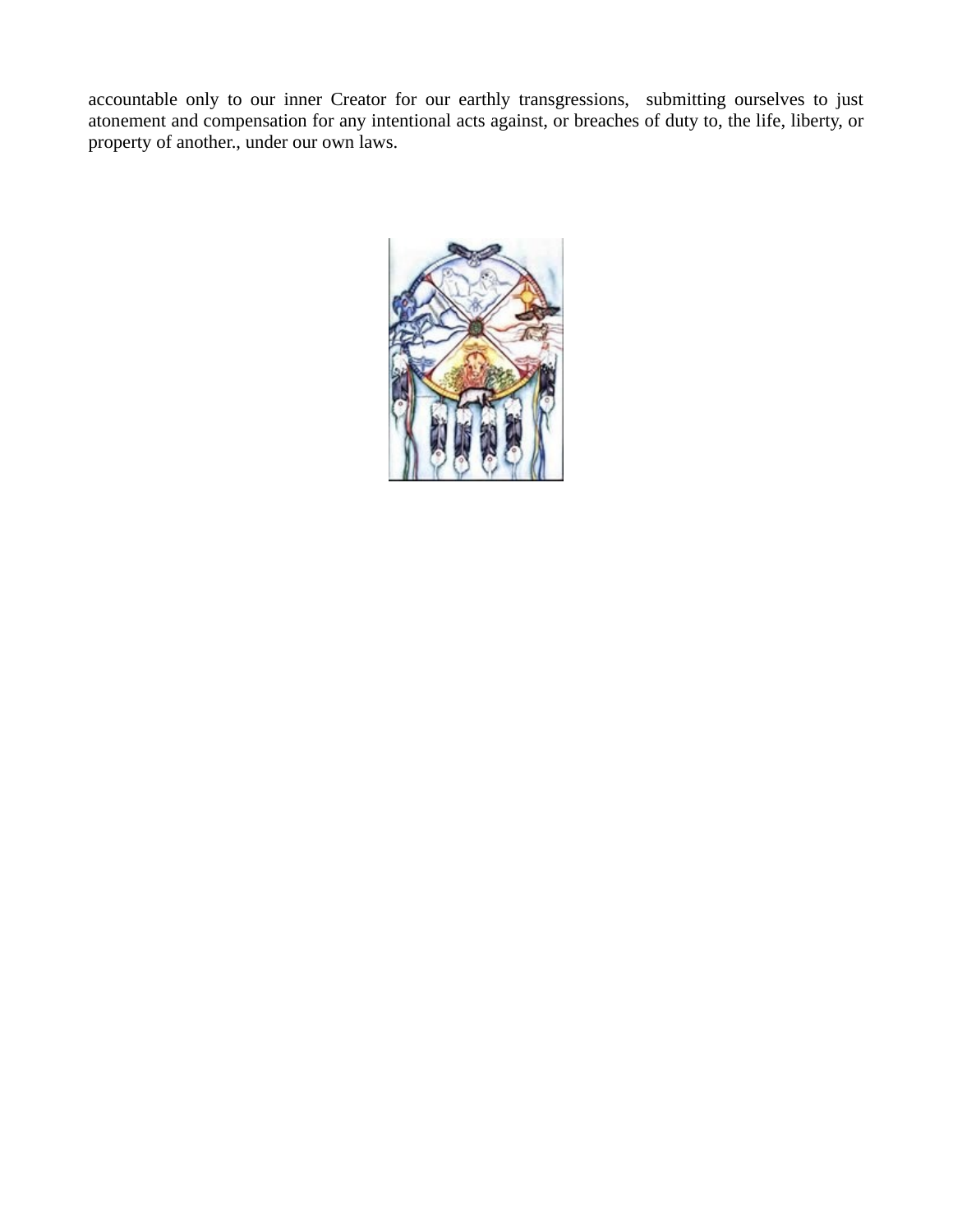accountable only to our inner Creator for our earthly transgressions, submitting ourselves to just atonement and compensation for any intentional acts against, or breaches of duty to, the life, liberty, or property of another., under our own laws.